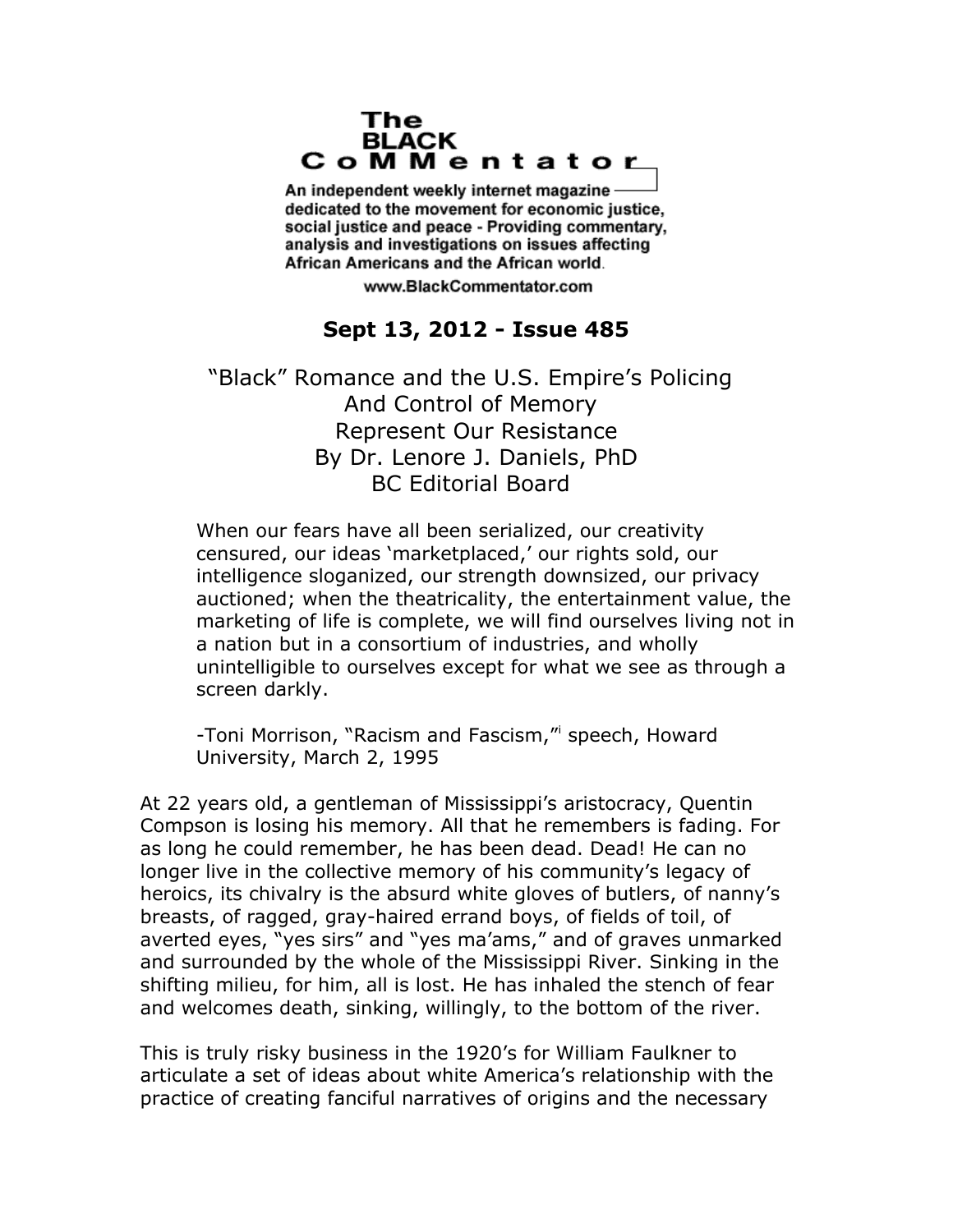**The BLACK CoMMentator**

An independent weekly internet magazine dedicated to the movement for economic justice, social justice and peace - Providing commentary, analysis and investigations on issues affecting African Americans and the African world.

www.BlackCommentator.com

**Sept 13, 2012 - Issue 485**

# "Black" Romance and the U.S. Empire's Policing And Control of Memory Represent Our Resistance

By Dr. Lenore J. Daniels, PhD
BC Editorial Board

> When our fears have all been serialized, our creativity censured, our ideas 'marketplaced,' our rights sold, our intelligence sloganized, our strength downsized, our privacy auctioned; when the theatricality, the entertainment value, the marketing of life is complete, we will find ourselves living not in a nation but in a consortium of industries, and wholly unintelligible to ourselves except for what we see as through a screen darkly.
>
> -Toni Morrison, "Racism and Fascism,"[i] speech, Howard University, March 2, 1995

At 22 years old, a gentleman of Mississippi's aristocracy, Quentin Compson is losing his memory. All that he remembers is fading. For as long he could remember, he has been dead. Dead! He can no longer live in the collective memory of his community's legacy of heroics, its chivalry is the absurd white gloves of butlers, of nanny's breasts, of ragged, gray-haired errand boys, of fields of toil, of averted eyes, "yes sirs" and "yes ma'ams," and of graves unmarked and surrounded by the whole of the Mississippi River. Sinking in the shifting milieu, for him, all is lost. He has inhaled the stench of fear and welcomes death, sinking, willingly, to the bottom of the river.

This is truly risky business in the 1920's for William Faulkner to articulate a set of ideas about white America's relationship with the practice of creating fanciful narratives of origins and the necessary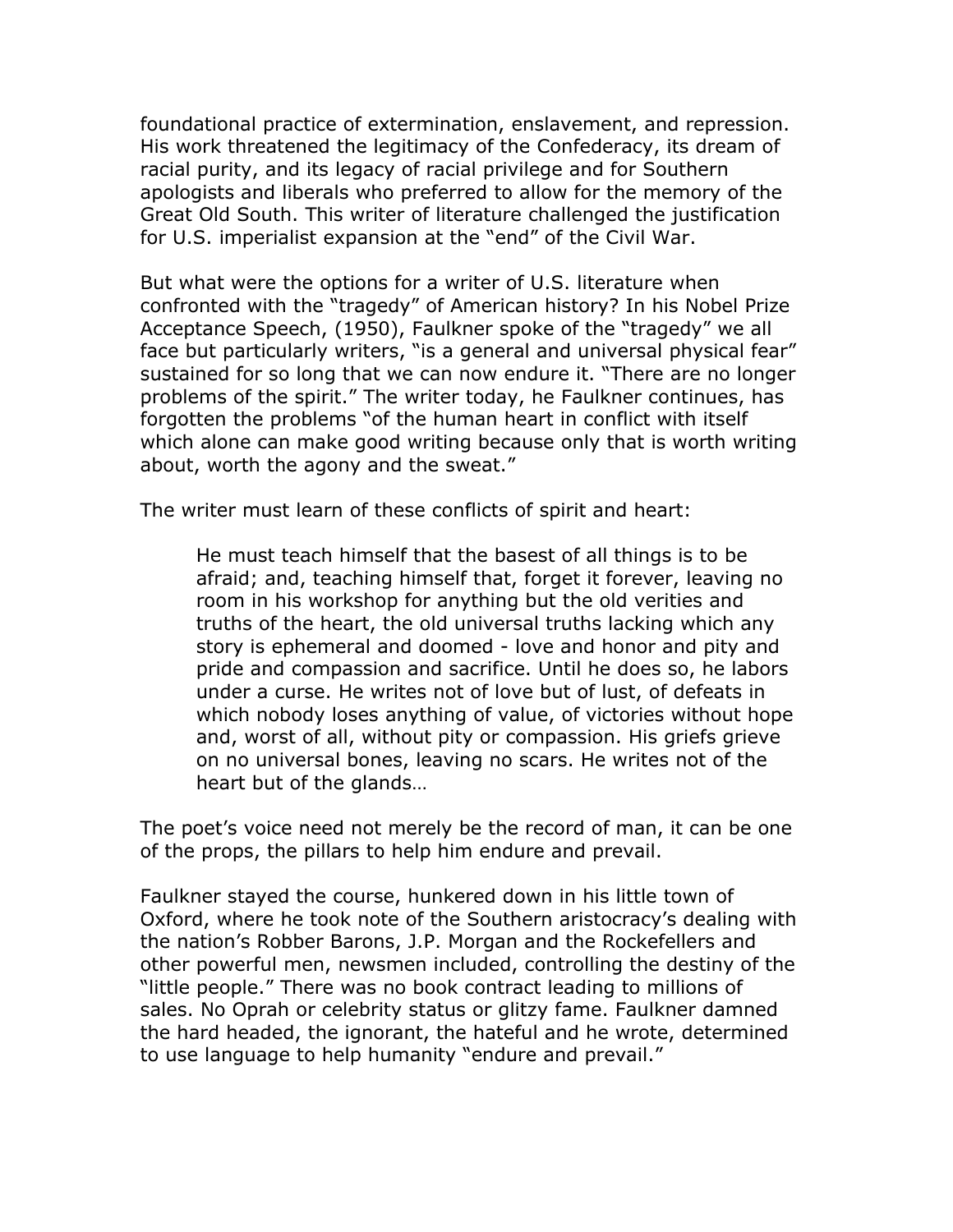foundational practice of extermination, enslavement, and repression. His work threatened the legitimacy of the Confederacy, its dream of racial purity, and its legacy of racial privilege and for Southern apologists and liberals who preferred to allow for the memory of the Great Old South. This writer of literature challenged the justification for U.S. imperialist expansion at the "end" of the Civil War.

But what were the options for a writer of U.S. literature when confronted with the "tragedy" of American history? In his Nobel Prize Acceptance Speech, (1950), Faulkner spoke of the "tragedy" we all face but particularly writers, "is a general and universal physical fear" sustained for so long that we can now endure it. "There are no longer problems of the spirit." The writer today, he Faulkner continues, has forgotten the problems "of the human heart in conflict with itself which alone can make good writing because only that is worth writing about, worth the agony and the sweat."

The writer must learn of these conflicts of spirit and heart:

> He must teach himself that the basest of all things is to be afraid; and, teaching himself that, forget it forever, leaving no room in his workshop for anything but the old verities and truths of the heart, the old universal truths lacking which any story is ephemeral and doomed - love and honor and pity and pride and compassion and sacrifice. Until he does so, he labors under a curse. He writes not of love but of lust, of defeats in which nobody loses anything of value, of victories without hope and, worst of all, without pity or compassion. His griefs grieve on no universal bones, leaving no scars. He writes not of the heart but of the glands…

The poet's voice need not merely be the record of man, it can be one of the props, the pillars to help him endure and prevail.

Faulkner stayed the course, hunkered down in his little town of Oxford, where he took note of the Southern aristocracy's dealing with the nation's Robber Barons, J.P. Morgan and the Rockefellers and other powerful men, newsmen included, controlling the destiny of the "little people." There was no book contract leading to millions of sales. No Oprah or celebrity status or glitzy fame. Faulkner damned the hard headed, the ignorant, the hateful and he wrote, determined to use language to help humanity "endure and prevail."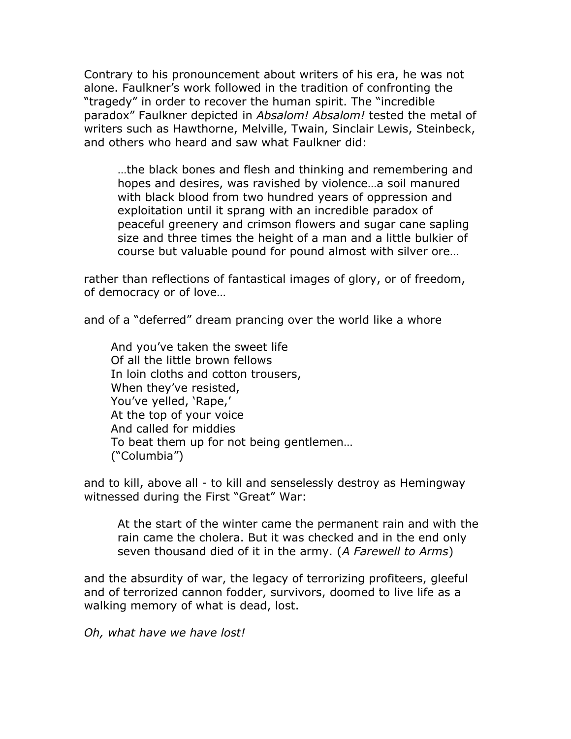Contrary to his pronouncement about writers of his era, he was not alone. Faulkner's work followed in the tradition of confronting the "tragedy" in order to recover the human spirit. The "incredible paradox" Faulkner depicted in *Absalom! Absalom!* tested the metal of writers such as Hawthorne, Melville, Twain, Sinclair Lewis, Steinbeck, and others who heard and saw what Faulkner did:

> …the black bones and flesh and thinking and remembering and hopes and desires, was ravished by violence…a soil manured with black blood from two hundred years of oppression and exploitation until it sprang with an incredible paradox of peaceful greenery and crimson flowers and sugar cane sapling size and three times the height of a man and a little bulkier of course but valuable pound for pound almost with silver ore…

rather than reflections of fantastical images of glory, or of freedom, of democracy or of love…

and of a "deferred" dream prancing over the world like a whore

> And you've taken the sweet life  
> Of all the little brown fellows  
> In loin cloths and cotton trousers,  
> When they've resisted,  
> You've yelled, 'Rape,'  
> At the top of your voice  
> And called for middies  
> To beat them up for not being gentlemen…  
> ("Columbia")

and to kill, above all - to kill and senselessly destroy as Hemingway witnessed during the First "Great" War:

> At the start of the winter came the permanent rain and with the rain came the cholera. But it was checked and in the end only seven thousand died of it in the army. (*A Farewell to Arms*)

and the absurdity of war, the legacy of terrorizing profiteers, gleeful and of terrorized cannon fodder, survivors, doomed to live life as a walking memory of what is dead, lost.

*Oh, what have we have lost!*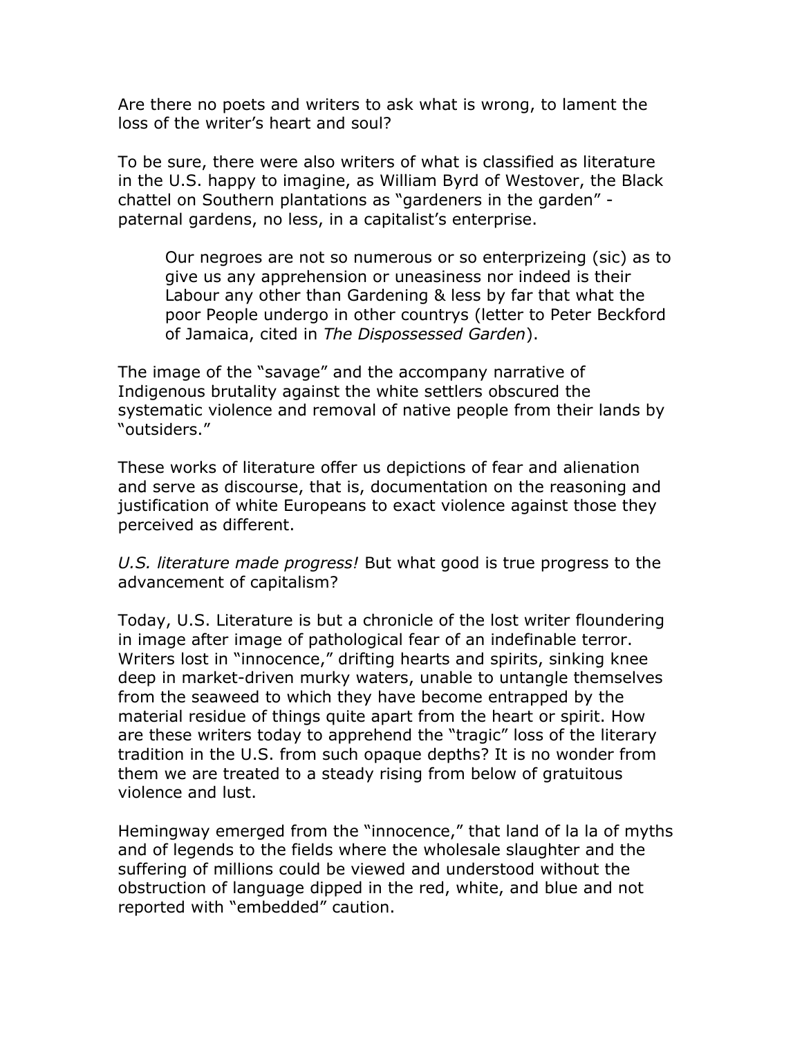Are there no poets and writers to ask what is wrong, to lament the loss of the writer's heart and soul?

To be sure, there were also writers of what is classified as literature in the U.S. happy to imagine, as William Byrd of Westover, the Black chattel on Southern plantations as "gardeners in the garden" - paternal gardens, no less, in a capitalist's enterprise.

> Our negroes are not so numerous or so enterprizeing (sic) as to give us any apprehension or uneasiness nor indeed is their Labour any other than Gardening & less by far that what the poor People undergo in other countrys (letter to Peter Beckford of Jamaica, cited in *The Dispossessed Garden*).

The image of the "savage" and the accompany narrative of Indigenous brutality against the white settlers obscured the systematic violence and removal of native people from their lands by "outsiders."

These works of literature offer us depictions of fear and alienation and serve as discourse, that is, documentation on the reasoning and justification of white Europeans to exact violence against those they perceived as different.

*U.S. literature made progress!* But what good is true progress to the advancement of capitalism?

Today, U.S. Literature is but a chronicle of the lost writer floundering in image after image of pathological fear of an indefinable terror. Writers lost in "innocence," drifting hearts and spirits, sinking knee deep in market-driven murky waters, unable to untangle themselves from the seaweed to which they have become entrapped by the material residue of things quite apart from the heart or spirit. How are these writers today to apprehend the "tragic" loss of the literary tradition in the U.S. from such opaque depths? It is no wonder from them we are treated to a steady rising from below of gratuitous violence and lust.

Hemingway emerged from the "innocence," that land of la la of myths and of legends to the fields where the wholesale slaughter and the suffering of millions could be viewed and understood without the obstruction of language dipped in the red, white, and blue and not reported with "embedded" caution.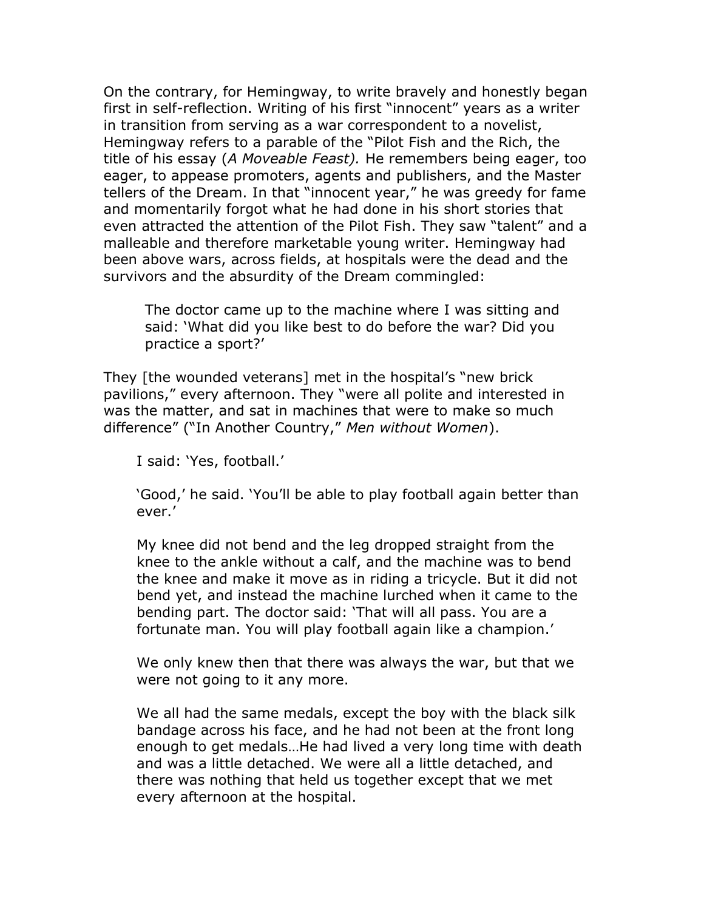On the contrary, for Hemingway, to write bravely and honestly began first in self-reflection. Writing of his first "innocent" years as a writer in transition from serving as a war correspondent to a novelist, Hemingway refers to a parable of the "Pilot Fish and the Rich, the title of his essay (*A Moveable Feast).* He remembers being eager, too eager, to appease promoters, agents and publishers, and the Master tellers of the Dream. In that "innocent year," he was greedy for fame and momentarily forgot what he had done in his short stories that even attracted the attention of the Pilot Fish. They saw "talent" and a malleable and therefore marketable young writer. Hemingway had been above wars, across fields, at hospitals were the dead and the survivors and the absurdity of the Dream commingled:

> The doctor came up to the machine where I was sitting and said: 'What did you like best to do before the war? Did you practice a sport?'

They [the wounded veterans] met in the hospital's "new brick pavilions," every afternoon. They "were all polite and interested in was the matter, and sat in machines that were to make so much difference" ("In Another Country," *Men without Women*).

> I said: 'Yes, football.'
>
> 'Good,' he said. 'You'll be able to play football again better than ever.'
>
> My knee did not bend and the leg dropped straight from the knee to the ankle without a calf, and the machine was to bend the knee and make it move as in riding a tricycle. But it did not bend yet, and instead the machine lurched when it came to the bending part. The doctor said: 'That will all pass. You are a fortunate man. You will play football again like a champion.'
>
> We only knew then that there was always the war, but that we were not going to it any more.
>
> We all had the same medals, except the boy with the black silk bandage across his face, and he had not been at the front long enough to get medals…He had lived a very long time with death and was a little detached. We were all a little detached, and there was nothing that held us together except that we met every afternoon at the hospital.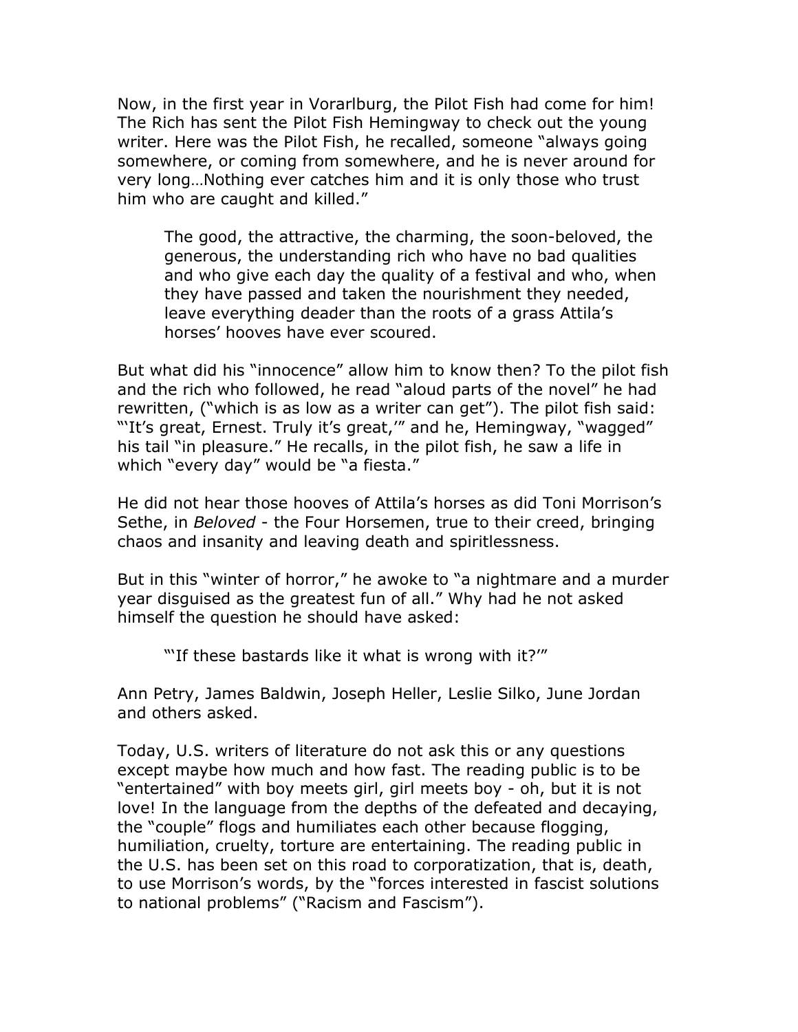Now, in the first year in Vorarlburg, the Pilot Fish had come for him! The Rich has sent the Pilot Fish Hemingway to check out the young writer. Here was the Pilot Fish, he recalled, someone "always going somewhere, or coming from somewhere, and he is never around for very long…Nothing ever catches him and it is only those who trust him who are caught and killed."

> The good, the attractive, the charming, the soon-beloved, the generous, the understanding rich who have no bad qualities and who give each day the quality of a festival and who, when they have passed and taken the nourishment they needed, leave everything deader than the roots of a grass Attila's horses' hooves have ever scoured.

But what did his "innocence" allow him to know then? To the pilot fish and the rich who followed, he read "aloud parts of the novel" he had rewritten, ("which is as low as a writer can get"). The pilot fish said: "'It's great, Ernest. Truly it's great,'" and he, Hemingway, "wagged" his tail "in pleasure." He recalls, in the pilot fish, he saw a life in which "every day" would be "a fiesta."

He did not hear those hooves of Attila's horses as did Toni Morrison's Sethe, in *Beloved* - the Four Horsemen, true to their creed, bringing chaos and insanity and leaving death and spiritlessness.

But in this "winter of horror," he awoke to "a nightmare and a murder year disguised as the greatest fun of all." Why had he not asked himself the question he should have asked:

> "'If these bastards like it what is wrong with it?'"

Ann Petry, James Baldwin, Joseph Heller, Leslie Silko, June Jordan and others asked.

Today, U.S. writers of literature do not ask this or any questions except maybe how much and how fast. The reading public is to be "entertained" with boy meets girl, girl meets boy - oh, but it is not love! In the language from the depths of the defeated and decaying, the "couple" flogs and humiliates each other because flogging, humiliation, cruelty, torture are entertaining. The reading public in the U.S. has been set on this road to corporatization, that is, death, to use Morrison's words, by the "forces interested in fascist solutions to national problems" ("Racism and Fascism").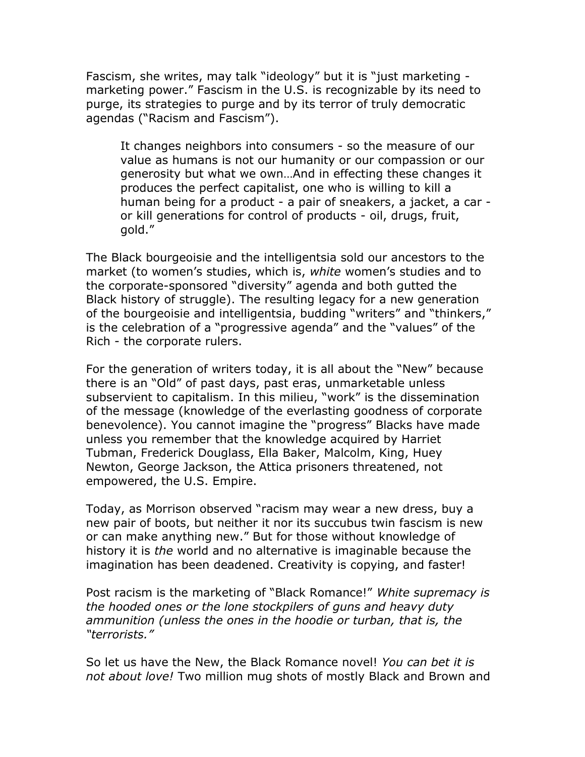Fascism, she writes, may talk "ideology" but it is "just marketing - marketing power." Fascism in the U.S. is recognizable by its need to purge, its strategies to purge and by its terror of truly democratic agendas ("Racism and Fascism").

> It changes neighbors into consumers - so the measure of our value as humans is not our humanity or our compassion or our generosity but what we own…And in effecting these changes it produces the perfect capitalist, one who is willing to kill a human being for a product - a pair of sneakers, a jacket, a car - or kill generations for control of products - oil, drugs, fruit, gold."

The Black bourgeoisie and the intelligentsia sold our ancestors to the market (to women's studies, which is, *white* women's studies and to the corporate-sponsored "diversity" agenda and both gutted the Black history of struggle). The resulting legacy for a new generation of the bourgeoisie and intelligentsia, budding "writers" and "thinkers," is the celebration of a "progressive agenda" and the "values" of the Rich - the corporate rulers.

For the generation of writers today, it is all about the "New" because there is an "Old" of past days, past eras, unmarketable unless subservient to capitalism. In this milieu, "work" is the dissemination of the message (knowledge of the everlasting goodness of corporate benevolence). You cannot imagine the "progress" Blacks have made unless you remember that the knowledge acquired by Harriet Tubman, Frederick Douglass, Ella Baker, Malcolm, King, Huey Newton, George Jackson, the Attica prisoners threatened, not empowered, the U.S. Empire.

Today, as Morrison observed "racism may wear a new dress, buy a new pair of boots, but neither it nor its succubus twin fascism is new or can make anything new." But for those without knowledge of history it is *the* world and no alternative is imaginable because the imagination has been deadened. Creativity is copying, and faster!

Post racism is the marketing of "Black Romance!" *White supremacy is the hooded ones or the lone stockpilers of guns and heavy duty ammunition (unless the ones in the hoodie or turban, that is, the "terrorists."*

So let us have the New, the Black Romance novel! *You can bet it is not about love!* Two million mug shots of mostly Black and Brown and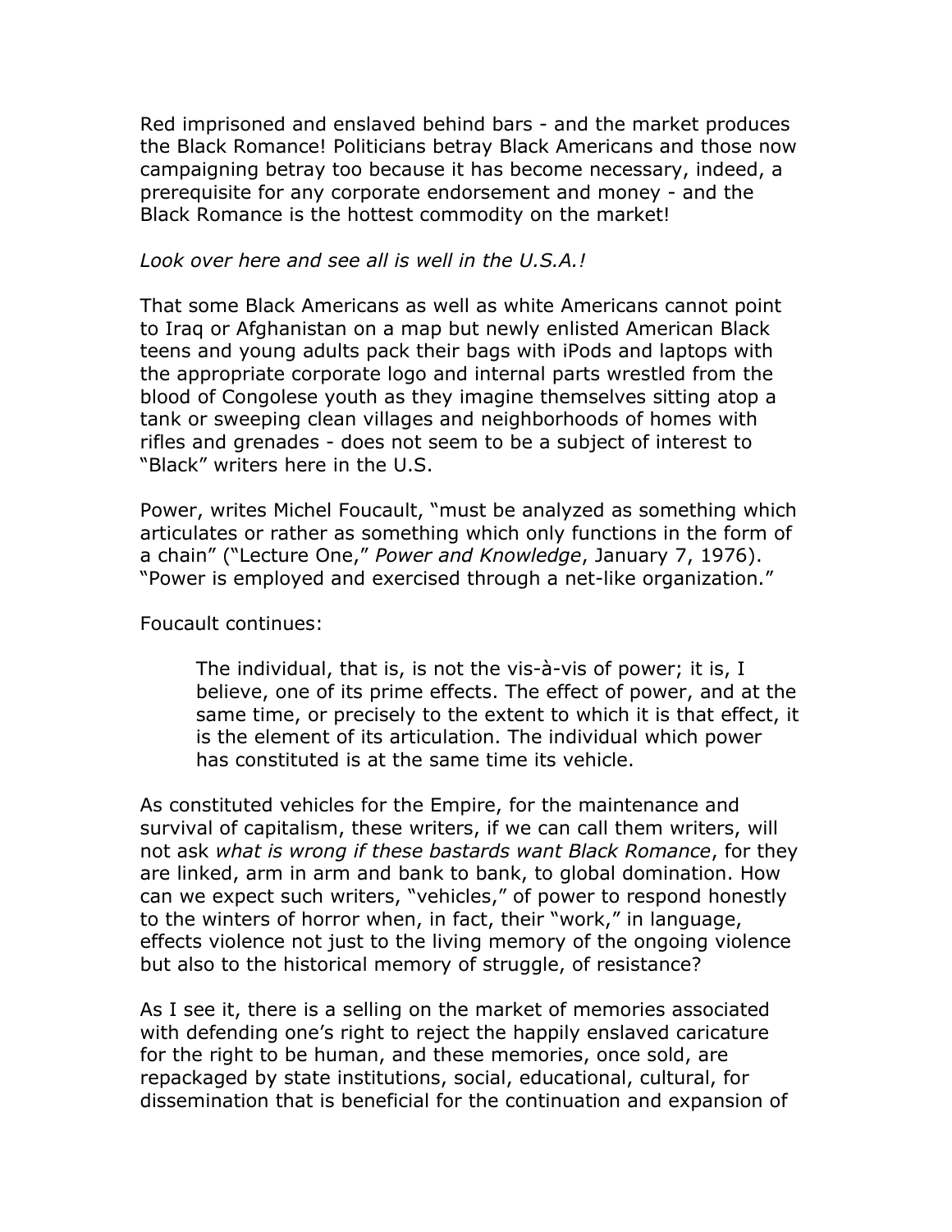Red imprisoned and enslaved behind bars - and the market produces the Black Romance! Politicians betray Black Americans and those now campaigning betray too because it has become necessary, indeed, a prerequisite for any corporate endorsement and money - and the Black Romance is the hottest commodity on the market!

*Look over here and see all is well in the U.S.A.!*

That some Black Americans as well as white Americans cannot point to Iraq or Afghanistan on a map but newly enlisted American Black teens and young adults pack their bags with iPods and laptops with the appropriate corporate logo and internal parts wrestled from the blood of Congolese youth as they imagine themselves sitting atop a tank or sweeping clean villages and neighborhoods of homes with rifles and grenades - does not seem to be a subject of interest to "Black" writers here in the U.S.

Power, writes Michel Foucault, "must be analyzed as something which articulates or rather as something which only functions in the form of a chain" ("Lecture One," *Power and Knowledge*, January 7, 1976). "Power is employed and exercised through a net-like organization."

Foucault continues:

> The individual, that is, is not the vis-à-vis of power; it is, I believe, one of its prime effects. The effect of power, and at the same time, or precisely to the extent to which it is that effect, it is the element of its articulation. The individual which power has constituted is at the same time its vehicle.

As constituted vehicles for the Empire, for the maintenance and survival of capitalism, these writers, if we can call them writers, will not ask *what is wrong if these bastards want Black Romance*, for they are linked, arm in arm and bank to bank, to global domination. How can we expect such writers, "vehicles," of power to respond honestly to the winters of horror when, in fact, their "work," in language, effects violence not just to the living memory of the ongoing violence but also to the historical memory of struggle, of resistance?

As I see it, there is a selling on the market of memories associated with defending one's right to reject the happily enslaved caricature for the right to be human, and these memories, once sold, are repackaged by state institutions, social, educational, cultural, for dissemination that is beneficial for the continuation and expansion of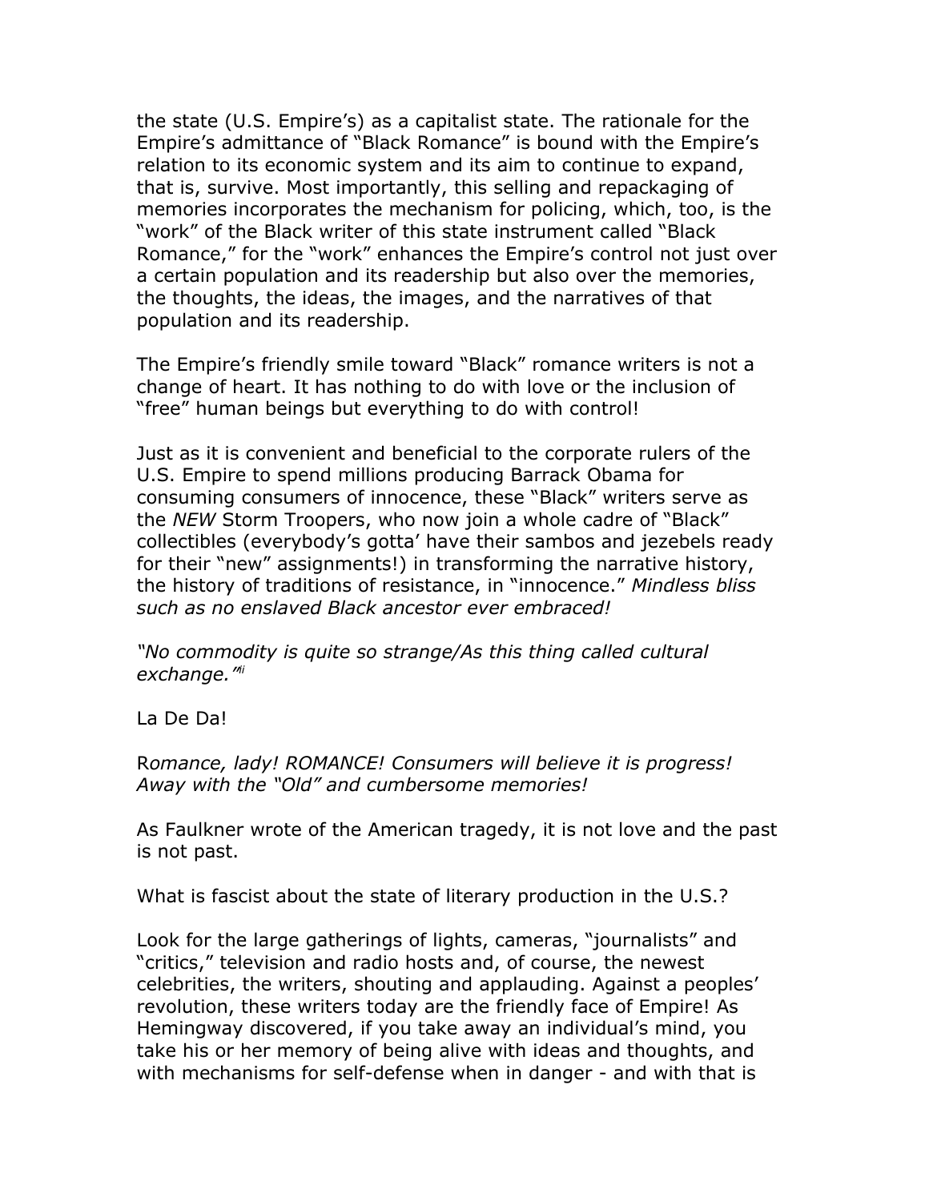the state (U.S. Empire's) as a capitalist state. The rationale for the Empire's admittance of "Black Romance" is bound with the Empire's relation to its economic system and its aim to continue to expand, that is, survive. Most importantly, this selling and repackaging of memories incorporates the mechanism for policing, which, too, is the "work" of the Black writer of this state instrument called "Black Romance," for the "work" enhances the Empire's control not just over a certain population and its readership but also over the memories, the thoughts, the ideas, the images, and the narratives of that population and its readership.

The Empire's friendly smile toward "Black" romance writers is not a change of heart. It has nothing to do with love or the inclusion of "free" human beings but everything to do with control!

Just as it is convenient and beneficial to the corporate rulers of the U.S. Empire to spend millions producing Barrack Obama for consuming consumers of innocence, these "Black" writers serve as the *NEW* Storm Troopers, who now join a whole cadre of "Black" collectibles (everybody's gotta' have their sambos and jezebels ready for their "new" assignments!) in transforming the narrative history, the history of traditions of resistance, in "innocence." *Mindless bliss such as no enslaved Black ancestor ever embraced!*

*"No commodity is quite so strange/As this thing called cultural exchange."*[ii]

La De Da!

R*omance, lady! ROMANCE! Consumers will believe it is progress! Away with the "Old" and cumbersome memories!*

As Faulkner wrote of the American tragedy, it is not love and the past is not past.

What is fascist about the state of literary production in the U.S.?

Look for the large gatherings of lights, cameras, "journalists" and "critics," television and radio hosts and, of course, the newest celebrities, the writers, shouting and applauding. Against a peoples' revolution, these writers today are the friendly face of Empire! As Hemingway discovered, if you take away an individual's mind, you take his or her memory of being alive with ideas and thoughts, and with mechanisms for self-defense when in danger - and with that is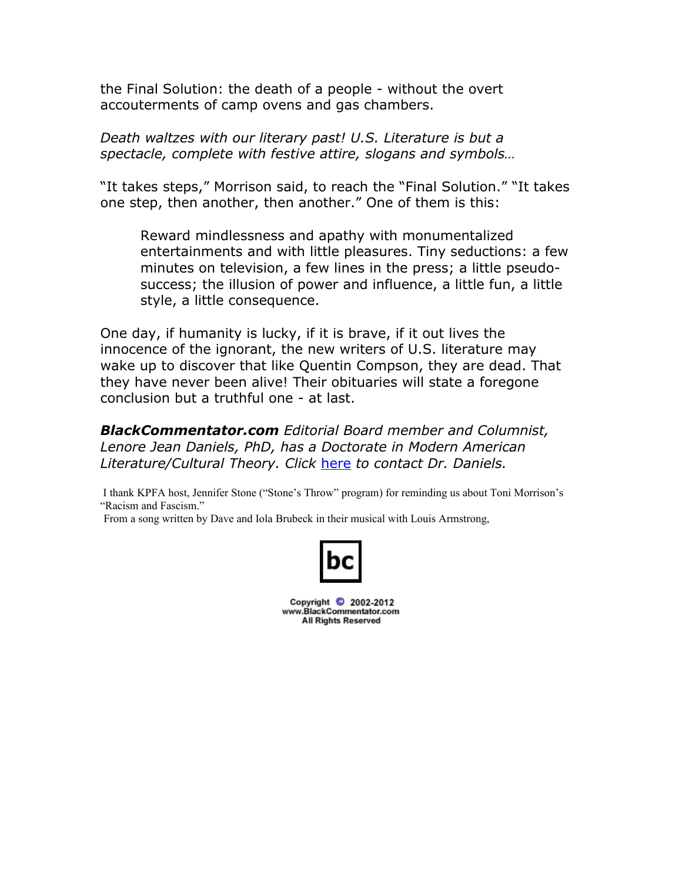the Final Solution: the death of a people - without the overt accouterments of camp ovens and gas chambers.

*Death waltzes with our literary past! U.S. Literature is but a spectacle, complete with festive attire, slogans and symbols…*

"It takes steps," Morrison said, to reach the "Final Solution." "It takes one step, then another, then another." One of them is this:

> Reward mindlessness and apathy with monumentalized entertainments and with little pleasures. Tiny seductions: a few minutes on television, a few lines in the press; a little pseudo-success; the illusion of power and influence, a little fun, a little style, a little consequence.

One day, if humanity is lucky, if it is brave, if it out lives the innocence of the ignorant, the new writers of U.S. literature may wake up to discover that like Quentin Compson, they are dead. That they have never been alive! Their obituaries will state a foregone conclusion but a truthful one - at last.

***BlackCommentator.com*** *Editorial Board member and Columnist, Lenore Jean Daniels, PhD, has a Doctorate in Modern American Literature/Cultural Theory. Click* [here]() *to contact Dr. Daniels.*

I thank KPFA host, Jennifer Stone ("Stone's Throw" program) for reminding us about Toni Morrison's "Racism and Fascism."

From a song written by Dave and Iola Brubeck in their musical with Louis Armstrong,

bc

Copyright © 2002-2012
www.BlackCommentator.com
All Rights Reserved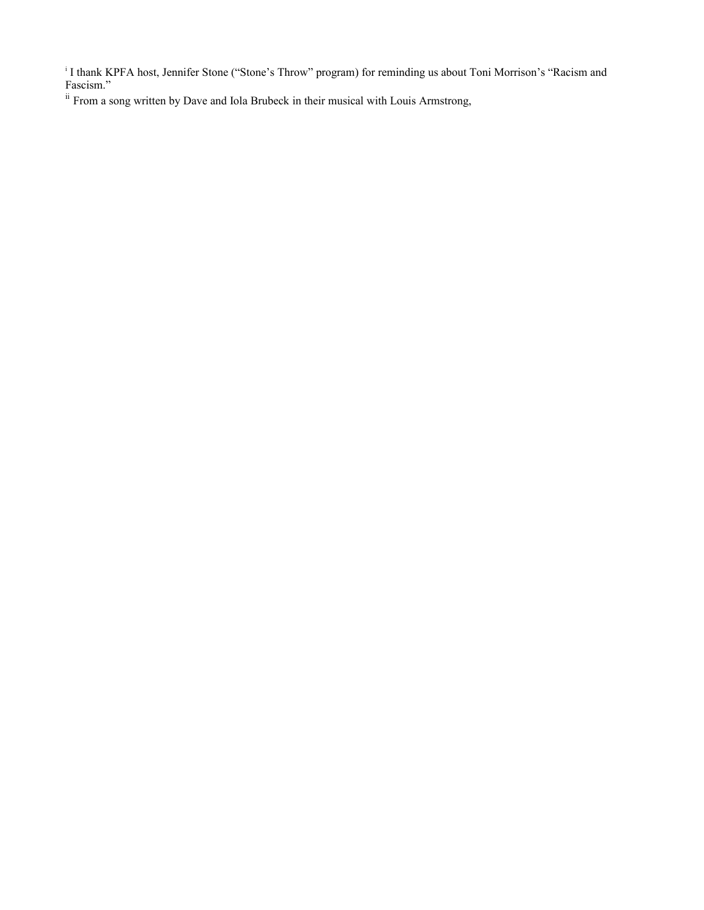[i] I thank KPFA host, Jennifer Stone ("Stone's Throw" program) for reminding us about Toni Morrison's "Racism and Fascism."

[ii] From a song written by Dave and Iola Brubeck in their musical with Louis Armstrong,